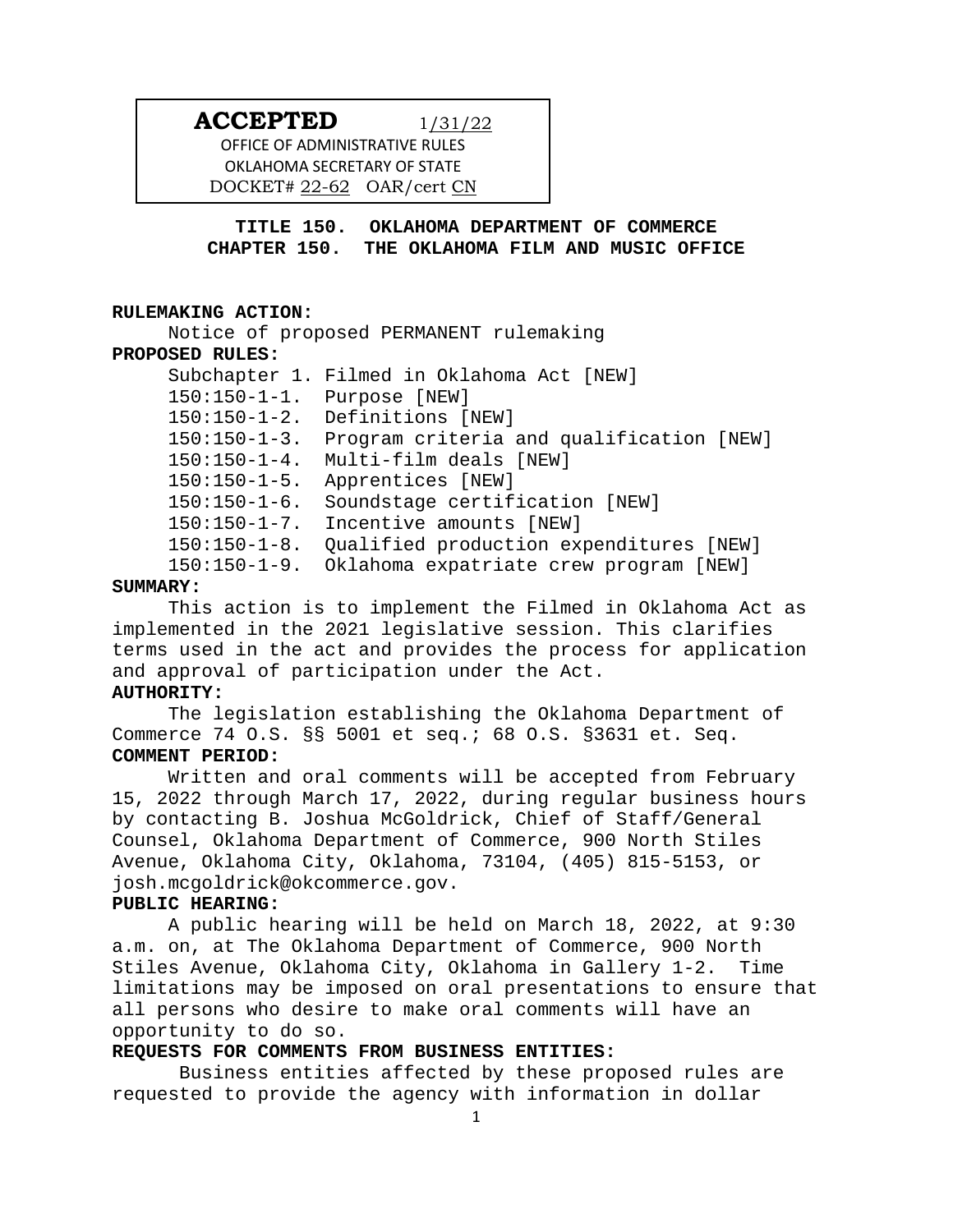**ACCEPTED** 1/31/22

OFFICE OF ADMINISTRATIVE RULES
OKLAHOMA SECRETARY OF STATE
DOCKET# 22-62 OAR/cert CN

## TITLE 150. OKLAHOMA DEPARTMENT OF COMMERCE
## CHAPTER 150. THE OKLAHOMA FILM AND MUSIC OFFICE

**RULEMAKING ACTION:**

Notice of proposed PERMANENT rulemaking

**PROPOSED RULES:**

Subchapter 1. Filmed in Oklahoma Act [NEW]
150:150-1-1. Purpose [NEW]
150:150-1-2. Definitions [NEW]
150:150-1-3. Program criteria and qualification [NEW]
150:150-1-4. Multi-film deals [NEW]
150:150-1-5. Apprentices [NEW]
150:150-1-6. Soundstage certification [NEW]
150:150-1-7. Incentive amounts [NEW]
150:150-1-8. Qualified production expenditures [NEW]
150:150-1-9. Oklahoma expatriate crew program [NEW]

**SUMMARY:**

This action is to implement the Filmed in Oklahoma Act as implemented in the 2021 legislative session. This clarifies terms used in the act and provides the process for application and approval of participation under the Act.

**AUTHORITY:**

The legislation establishing the Oklahoma Department of Commerce 74 O.S. §§ 5001 et seq.; 68 O.S. §3631 et. Seq.

**COMMENT PERIOD:**

Written and oral comments will be accepted from February 15, 2022 through March 17, 2022, during regular business hours by contacting B. Joshua McGoldrick, Chief of Staff/General Counsel, Oklahoma Department of Commerce, 900 North Stiles Avenue, Oklahoma City, Oklahoma, 73104, (405) 815-5153, or josh.mcgoldrick@okcommerce.gov.

**PUBLIC HEARING:**

A public hearing will be held on March 18, 2022, at 9:30 a.m. on, at The Oklahoma Department of Commerce, 900 North Stiles Avenue, Oklahoma City, Oklahoma in Gallery 1-2. Time limitations may be imposed on oral presentations to ensure that all persons who desire to make oral comments will have an opportunity to do so.

**REQUESTS FOR COMMENTS FROM BUSINESS ENTITIES:**

Business entities affected by these proposed rules are requested to provide the agency with information in dollar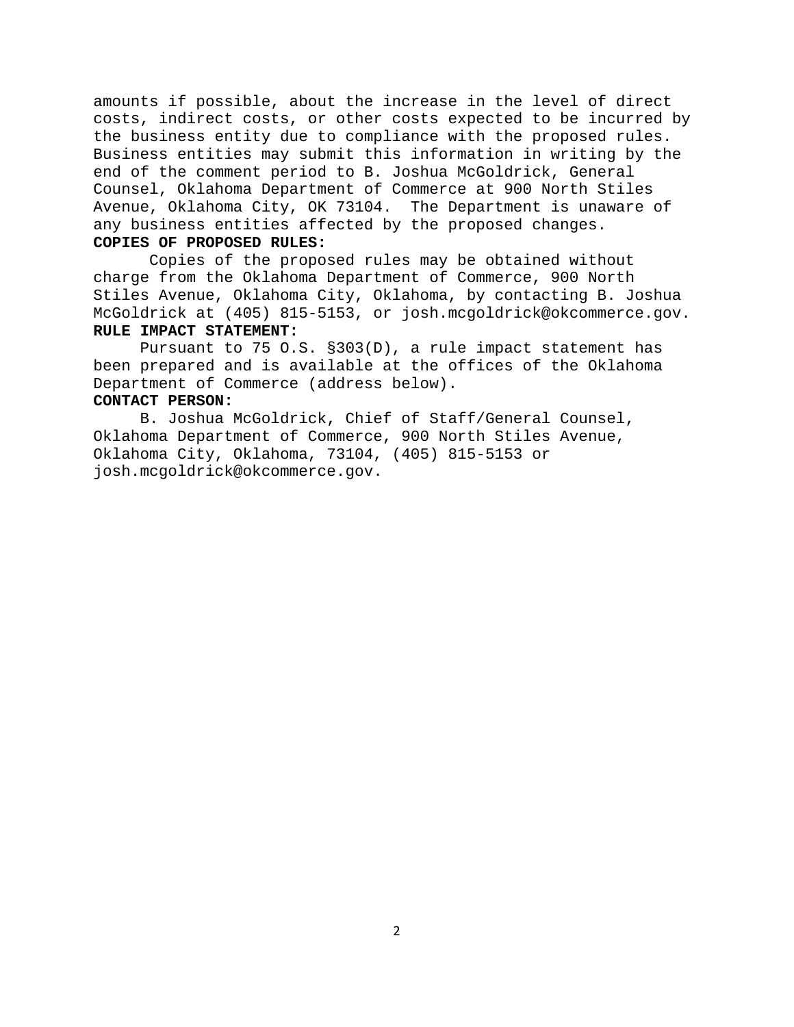amounts if possible, about the increase in the level of direct costs, indirect costs, or other costs expected to be incurred by the business entity due to compliance with the proposed rules. Business entities may submit this information in writing by the end of the comment period to B. Joshua McGoldrick, General Counsel, Oklahoma Department of Commerce at 900 North Stiles Avenue, Oklahoma City, OK 73104. The Department is unaware of any business entities affected by the proposed changes.

**COPIES OF PROPOSED RULES:**

Copies of the proposed rules may be obtained without charge from the Oklahoma Department of Commerce, 900 North Stiles Avenue, Oklahoma City, Oklahoma, by contacting B. Joshua McGoldrick at (405) 815-5153, or josh.mcgoldrick@okcommerce.gov.

**RULE IMPACT STATEMENT:**

Pursuant to 75 O.S. §303(D), a rule impact statement has been prepared and is available at the offices of the Oklahoma Department of Commerce (address below).

**CONTACT PERSON:**

B. Joshua McGoldrick, Chief of Staff/General Counsel, Oklahoma Department of Commerce, 900 North Stiles Avenue, Oklahoma City, Oklahoma, 73104, (405) 815-5153 or josh.mcgoldrick@okcommerce.gov.